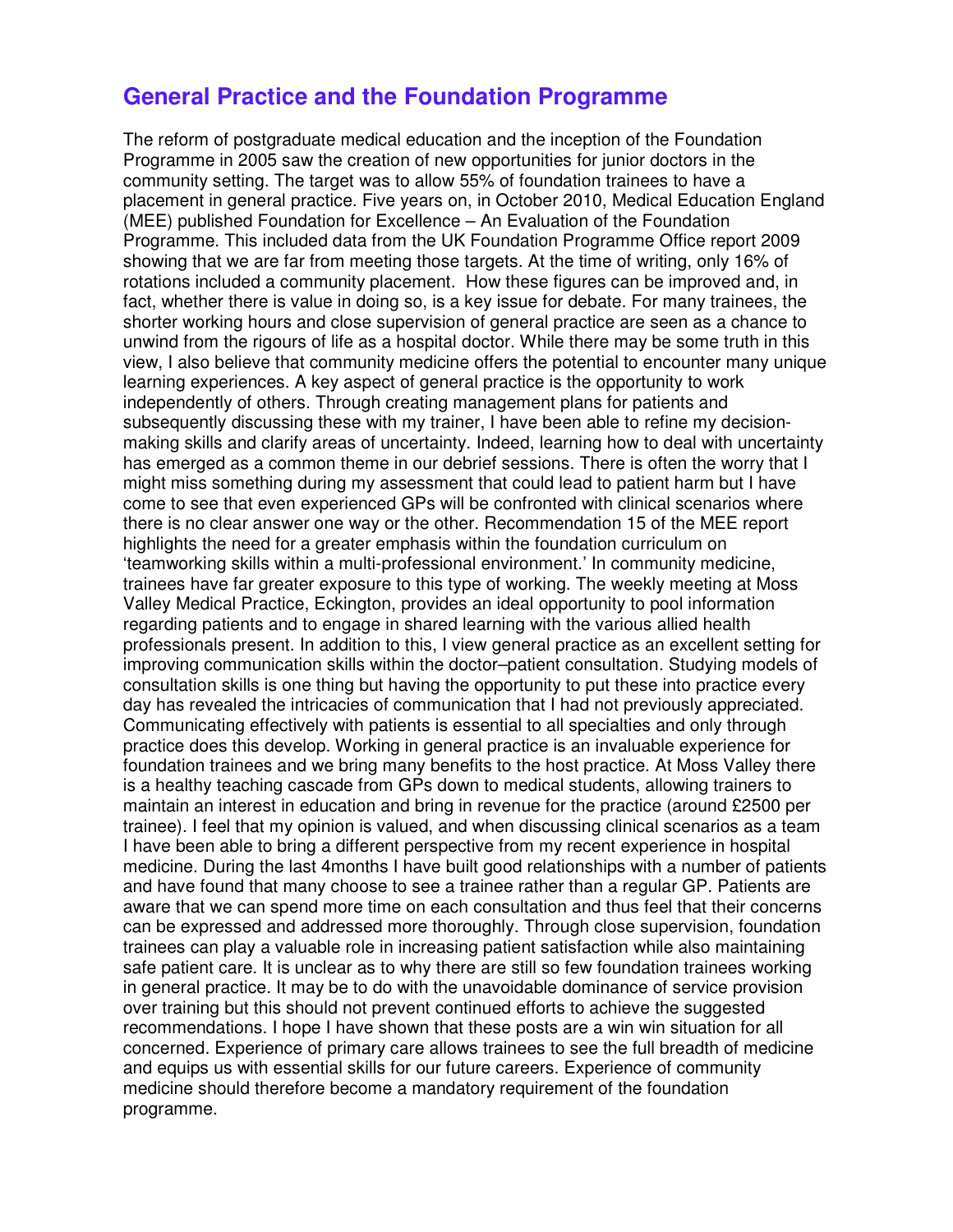## General Practice and the Foundation Programme

The reform of postgraduate medical education and the inception of the Foundation Programme in 2005 saw the creation of new opportunities for junior doctors in the community setting. The target was to allow 55% of foundation trainees to have a placement in general practice. Five years on, in October 2010, Medical Education England (MEE) published Foundation for Excellence – An Evaluation of the Foundation Programme. This included data from the UK Foundation Programme Office report 2009 showing that we are far from meeting those targets. At the time of writing, only 16% of rotations included a community placement. How these figures can be improved and, in fact, whether there is value in doing so, is a key issue for debate. For many trainees, the shorter working hours and close supervision of general practice are seen as a chance to unwind from the rigours of life as a hospital doctor. While there may be some truth in this view, I also believe that community medicine offers the potential to encounter many unique learning experiences. A key aspect of general practice is the opportunity to work independently of others. Through creating management plans for patients and subsequently discussing these with my trainer, I have been able to refine my decision-making skills and clarify areas of uncertainty. Indeed, learning how to deal with uncertainty has emerged as a common theme in our debrief sessions. There is often the worry that I might miss something during my assessment that could lead to patient harm but I have come to see that even experienced GPs will be confronted with clinical scenarios where there is no clear answer one way or the other. Recommendation 15 of the MEE report highlights the need for a greater emphasis within the foundation curriculum on 'teamworking skills within a multi-professional environment.' In community medicine, trainees have far greater exposure to this type of working. The weekly meeting at Moss Valley Medical Practice, Eckington, provides an ideal opportunity to pool information regarding patients and to engage in shared learning with the various allied health professionals present. In addition to this, I view general practice as an excellent setting for improving communication skills within the doctor–patient consultation. Studying models of consultation skills is one thing but having the opportunity to put these into practice every day has revealed the intricacies of communication that I had not previously appreciated. Communicating effectively with patients is essential to all specialties and only through practice does this develop. Working in general practice is an invaluable experience for foundation trainees and we bring many benefits to the host practice. At Moss Valley there is a healthy teaching cascade from GPs down to medical students, allowing trainers to maintain an interest in education and bring in revenue for the practice (around £2500 per trainee). I feel that my opinion is valued, and when discussing clinical scenarios as a team I have been able to bring a different perspective from my recent experience in hospital medicine. During the last 4months I have built good relationships with a number of patients and have found that many choose to see a trainee rather than a regular GP. Patients are aware that we can spend more time on each consultation and thus feel that their concerns can be expressed and addressed more thoroughly. Through close supervision, foundation trainees can play a valuable role in increasing patient satisfaction while also maintaining safe patient care. It is unclear as to why there are still so few foundation trainees working in general practice. It may be to do with the unavoidable dominance of service provision over training but this should not prevent continued efforts to achieve the suggested recommendations. I hope I have shown that these posts are a win win situation for all concerned. Experience of primary care allows trainees to see the full breadth of medicine and equips us with essential skills for our future careers. Experience of community medicine should therefore become a mandatory requirement of the foundation programme.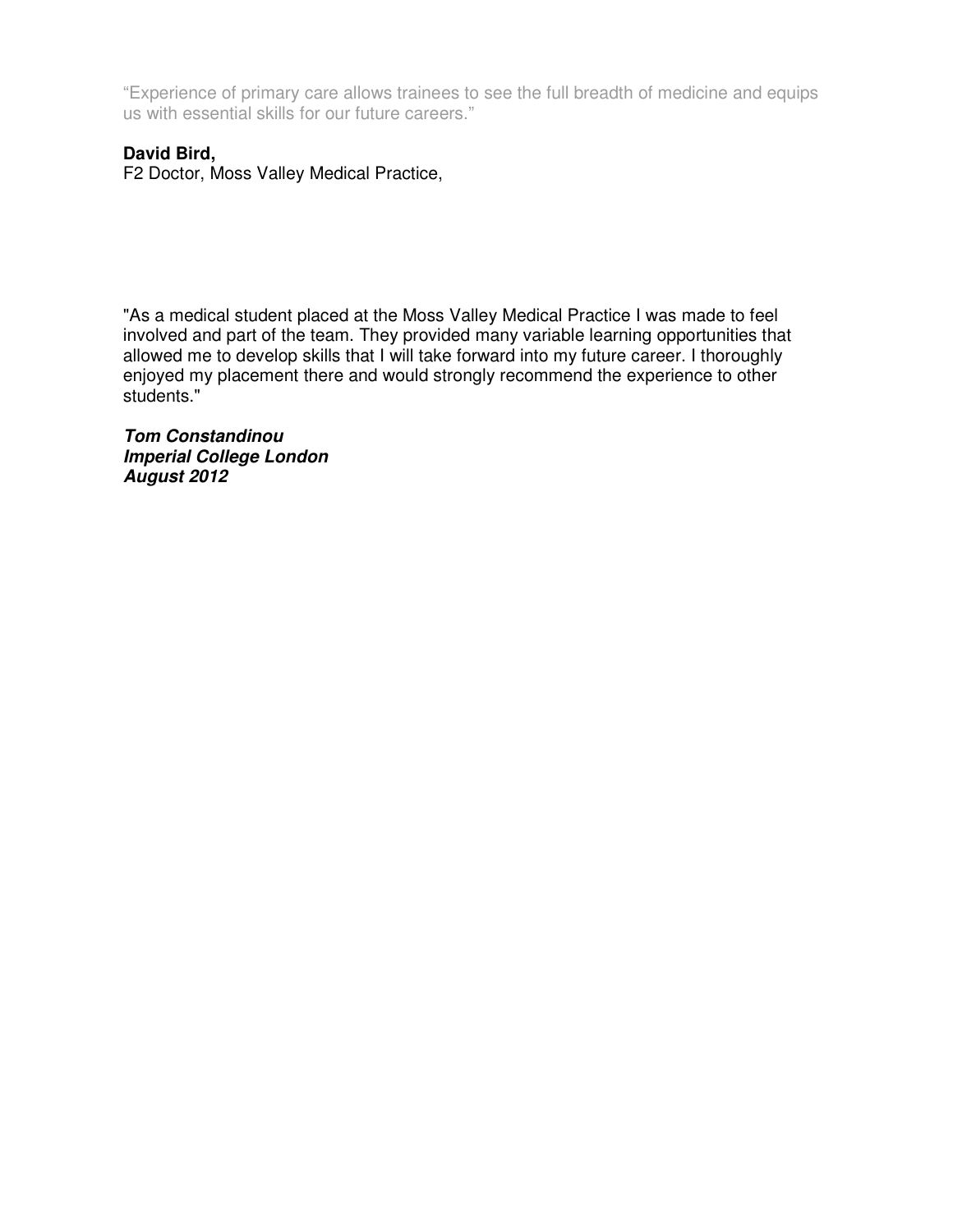“Experience of primary care allows trainees to see the full breadth of medicine and equips us with essential skills for our future careers.”

**David Bird,**
F2 Doctor, Moss Valley Medical Practice,

"As a medical student placed at the Moss Valley Medical Practice I was made to feel involved and part of the team. They provided many variable learning opportunities that allowed me to develop skills that I will take forward into my future career. I thoroughly enjoyed my placement there and would strongly recommend the experience to other students."

***Tom Constandinou***
***Imperial College London***
***August 2012***